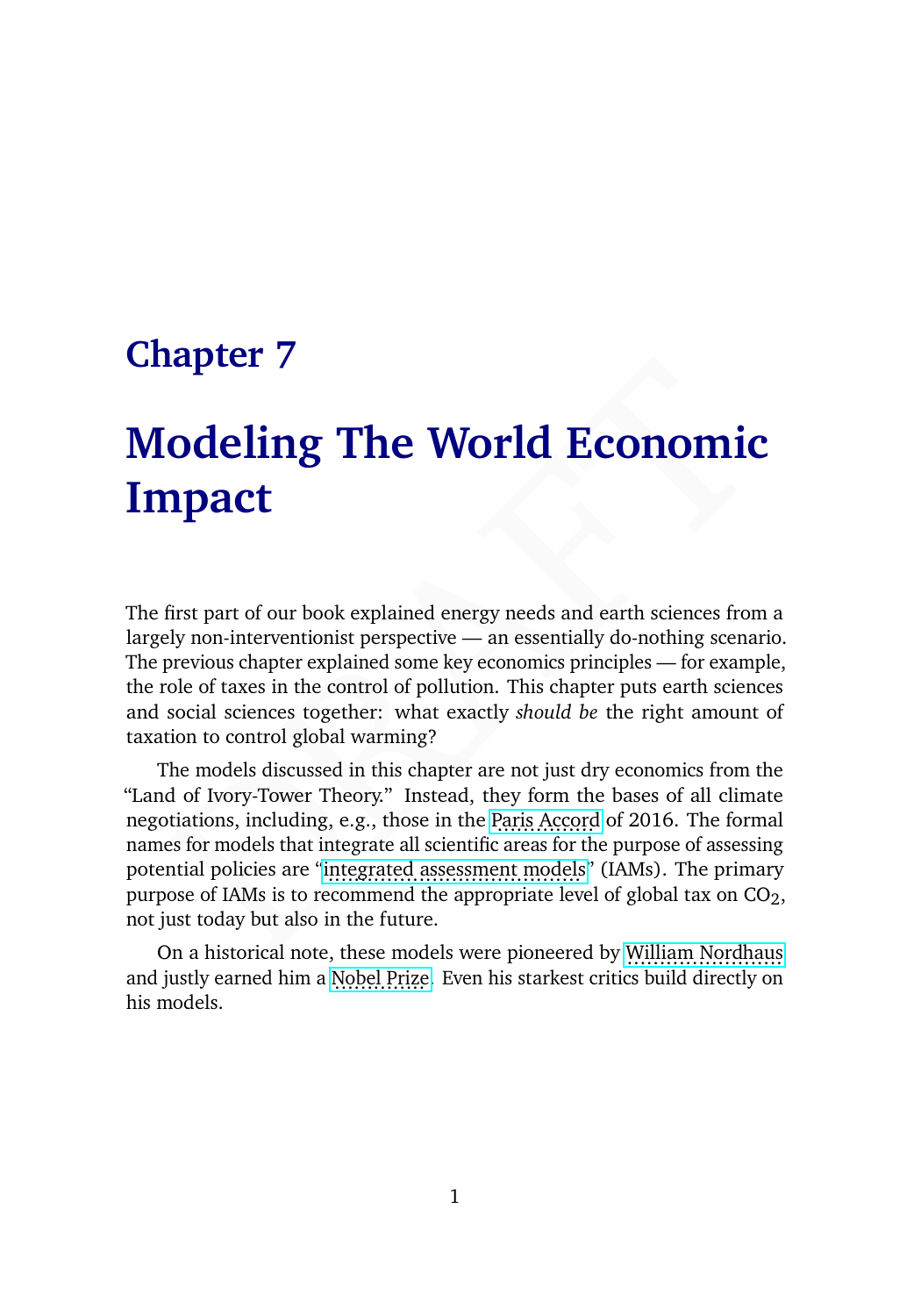# Chapter 7

# Modeling The World Economic Impact

The first part of our book explained energy needs and earth sciences from a largely non-interventionist perspective — an essentially do-nothing scenario. The previous chapter explained some key economics principles — for example, the role of taxes in the control of pollution. This chapter puts earth sciences and social sciences together: what exactly *should be* the right amount of taxation to control global warming?

The models discussed in this chapter are not just dry economics from the "Land of Ivory-Tower Theory." Instead, they form the bases of all climate negotiations, including, e.g., those in the Paris Accord of 2016. The formal names for models that integrate all scientific areas for the purpose of assessing potential policies are "integrated assessment models" (IAMs). The primary purpose of IAMs is to recommend the appropriate level of global tax on $CO_2$, not just today but also in the future.

On a historical note, these models were pioneered by William Nordhaus and justly earned him a Nobel Prize. Even his starkest critics build directly on his models.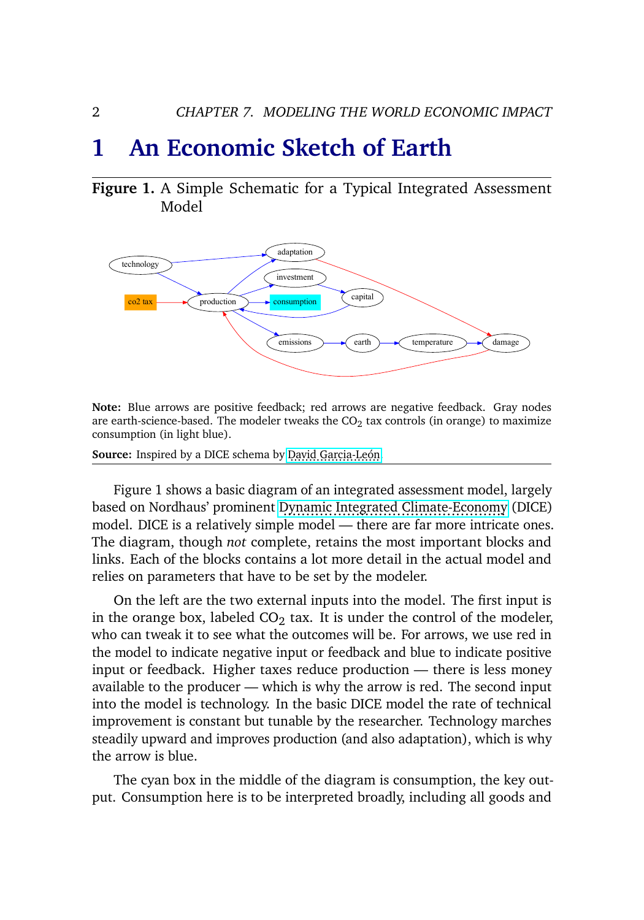# 1 An Economic Sketch of Earth

**Figure 1.** A Simple Schematic for a Typical Integrated Assessment Model

**Note:** Blue arrows are positive feedback; red arrows are negative feedback. Gray nodes are earth-science-based. The modeler tweaks the $CO_2$ tax controls (in orange) to maximize consumption (in light blue).

**Source:** Inspired by a DICE schema by David Garcia-León

Figure 1 shows a basic diagram of an integrated assessment model, largely based on Nordhaus' prominent Dynamic Integrated Climate-Economy (DICE) model. DICE is a relatively simple model — there are far more intricate ones. The diagram, though *not* complete, retains the most important blocks and links. Each of the blocks contains a lot more detail in the actual model and relies on parameters that have to be set by the modeler.

On the left are the two external inputs into the model. The first input is in the orange box, labeled $CO_2$ tax. It is under the control of the modeler, who can tweak it to see what the outcomes will be. For arrows, we use red in the model to indicate negative input or feedback and blue to indicate positive input or feedback. Higher taxes reduce production — there is less money available to the producer — which is why the arrow is red. The second input into the model is technology. In the basic DICE model the rate of technical improvement is constant but tunable by the researcher. Technology marches steadily upward and improves production (and also adaptation), which is why the arrow is blue.

The cyan box in the middle of the diagram is consumption, the key output. Consumption here is to be interpreted broadly, including all goods and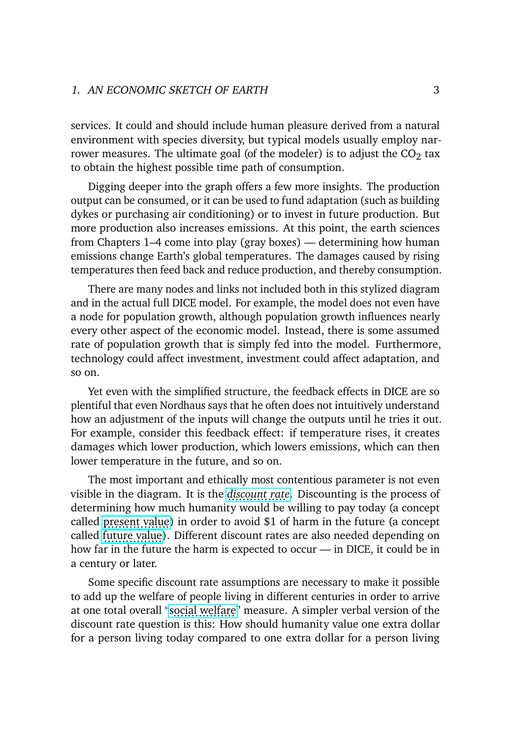services. It could and should include human pleasure derived from a natural environment with species diversity, but typical models usually employ narrower measures. The ultimate goal (of the modeler) is to adjust the $CO_2$ tax to obtain the highest possible time path of consumption.

Digging deeper into the graph offers a few more insights. The production output can be consumed, or it can be used to fund adaptation (such as building dykes or purchasing air conditioning) or to invest in future production. But more production also increases emissions. At this point, the earth sciences from Chapters 1–4 come into play (gray boxes) — determining how human emissions change Earth's global temperatures. The damages caused by rising temperatures then feed back and reduce production, and thereby consumption.

There are many nodes and links not included both in this stylized diagram and in the actual full DICE model. For example, the model does not even have a node for population growth, although population growth influences nearly every other aspect of the economic model. Instead, there is some assumed rate of population growth that is simply fed into the model. Furthermore, technology could affect investment, investment could affect adaptation, and so on.

Yet even with the simplified structure, the feedback effects in DICE are so plentiful that even Nordhaus says that he often does not intuitively understand how an adjustment of the inputs will change the outputs until he tries it out. For example, consider this feedback effect: if temperature rises, it creates damages which lower production, which lowers emissions, which can then lower temperature in the future, and so on.

The most important and ethically most contentious parameter is not even visible in the diagram. It is the *discount rate*. Discounting is the process of determining how much humanity would be willing to pay today (a concept called present value) in order to avoid $1 of harm in the future (a concept called future value). Different discount rates are also needed depending on how far in the future the harm is expected to occur — in DICE, it could be in a century or later.

Some specific discount rate assumptions are necessary to make it possible to add up the welfare of people living in different centuries in order to arrive at one total overall 'social welfare' measure. A simpler verbal version of the discount rate question is this: How should humanity value one extra dollar for a person living today compared to one extra dollar for a person living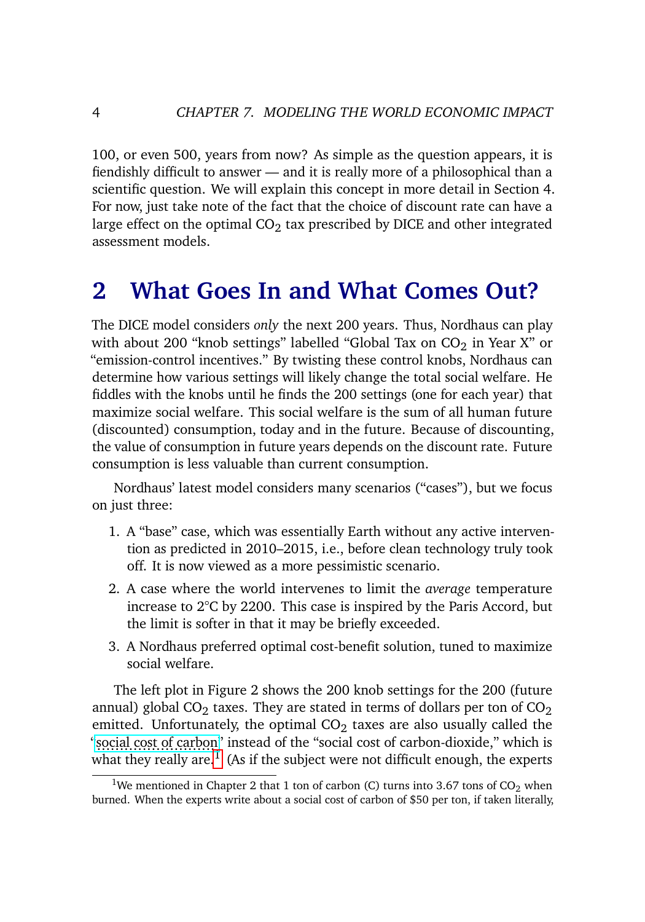100, or even 500, years from now? As simple as the question appears, it is fiendishly difficult to answer — and it is really more of a philosophical than a scientific question. We will explain this concept in more detail in Section 4. For now, just take note of the fact that the choice of discount rate can have a large effect on the optimal $CO_2$ tax prescribed by DICE and other integrated assessment models.

## 2 What Goes In and What Comes Out?

The DICE model considers *only* the next 200 years. Thus, Nordhaus can play with about 200 "knob settings" labelled "Global Tax on $CO_2$ in Year X" or "emission-control incentives." By twisting these control knobs, Nordhaus can determine how various settings will likely change the total social welfare. He fiddles with the knobs until he finds the 200 settings (one for each year) that maximize social welfare. This social welfare is the sum of all human future (discounted) consumption, today and in the future. Because of discounting, the value of consumption in future years depends on the discount rate. Future consumption is less valuable than current consumption.

Nordhaus' latest model considers many scenarios ("cases"), but we focus on just three:

1. A "base" case, which was essentially Earth without any active intervention as predicted in 2010–2015, i.e., before clean technology truly took off. It is now viewed as a more pessimistic scenario.
2. A case where the world intervenes to limit the *average* temperature increase to 2°C by 2200. This case is inspired by the Paris Accord, but the limit is softer in that it may be briefly exceeded.
3. A Nordhaus preferred optimal cost-benefit solution, tuned to maximize social welfare.

The left plot in Figure 2 shows the 200 knob settings for the 200 (future annual) global $CO_2$ taxes. They are stated in terms of dollars per ton of $CO_2$ emitted. Unfortunately, the optimal $CO_2$ taxes are also usually called the "social cost of carbon" instead of the "social cost of carbon-dioxide," which is what they really are.[1] (As if the subject were not difficult enough, the experts

[1] We mentioned in Chapter 2 that 1 ton of carbon (C) turns into 3.67 tons of $CO_2$ when burned. When the experts write about a social cost of carbon of $50 per ton, if taken literally,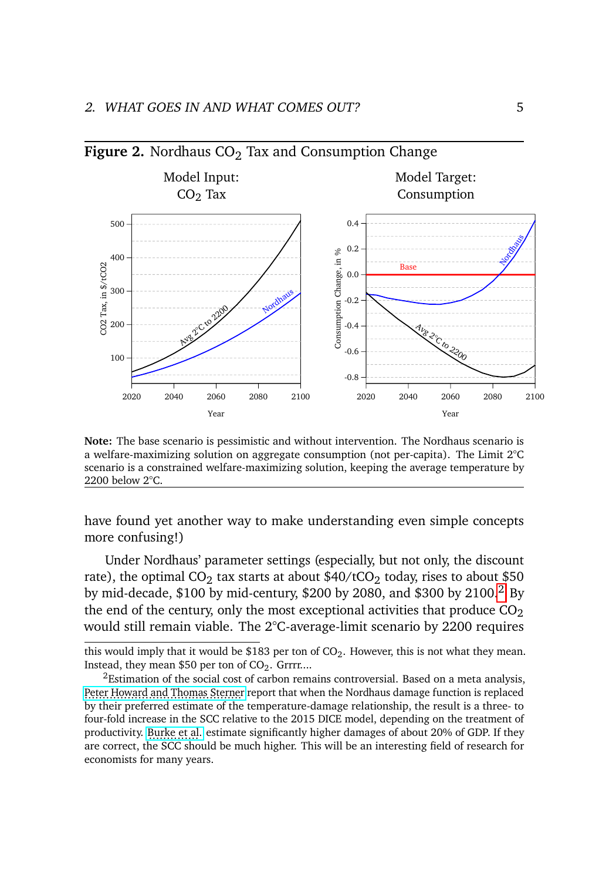**Figure 2.** Nordhaus $CO_2$ Tax and Consumption Change

Model Input: $CO_2$ Tax

Model Target: Consumption

**Note:** The base scenario is pessimistic and without intervention. The Nordhaus scenario is a welfare-maximizing solution on aggregate consumption (not per-capita). The Limit 2°C scenario is a constrained welfare-maximizing solution, keeping the average temperature by 2200 below 2°C.

have found yet another way to make understanding even simple concepts more confusing!)

Under Nordhaus' parameter settings (especially, but not only, the discount rate), the optimal $CO_2$ tax starts at about \$40/t$CO_2$ today, rises to about \$50 by mid-decade, \$100 by mid-century, \$200 by 2080, and \$300 by 2100.[2] By the end of the century, only the most exceptional activities that produce $CO_2$ would still remain viable. The 2°C-average-limit scenario by 2200 requires

---

this would imply that it would be \$183 per ton of $CO_2$. However, this is not what they mean. Instead, they mean \$50 per ton of $CO_2$. Grrrr....

[2] Estimation of the social cost of carbon remains controversial. Based on a meta analysis, Peter Howard and Thomas Sterner report that when the Nordhaus damage function is replaced by their preferred estimate of the temperature-damage relationship, the result is a three- to four-fold increase in the SCC relative to the 2015 DICE model, depending on the treatment of productivity. Burke et al. estimate significantly higher damages of about 20% of GDP. If they are correct, the SCC should be much higher. This will be an interesting field of research for economists for many years.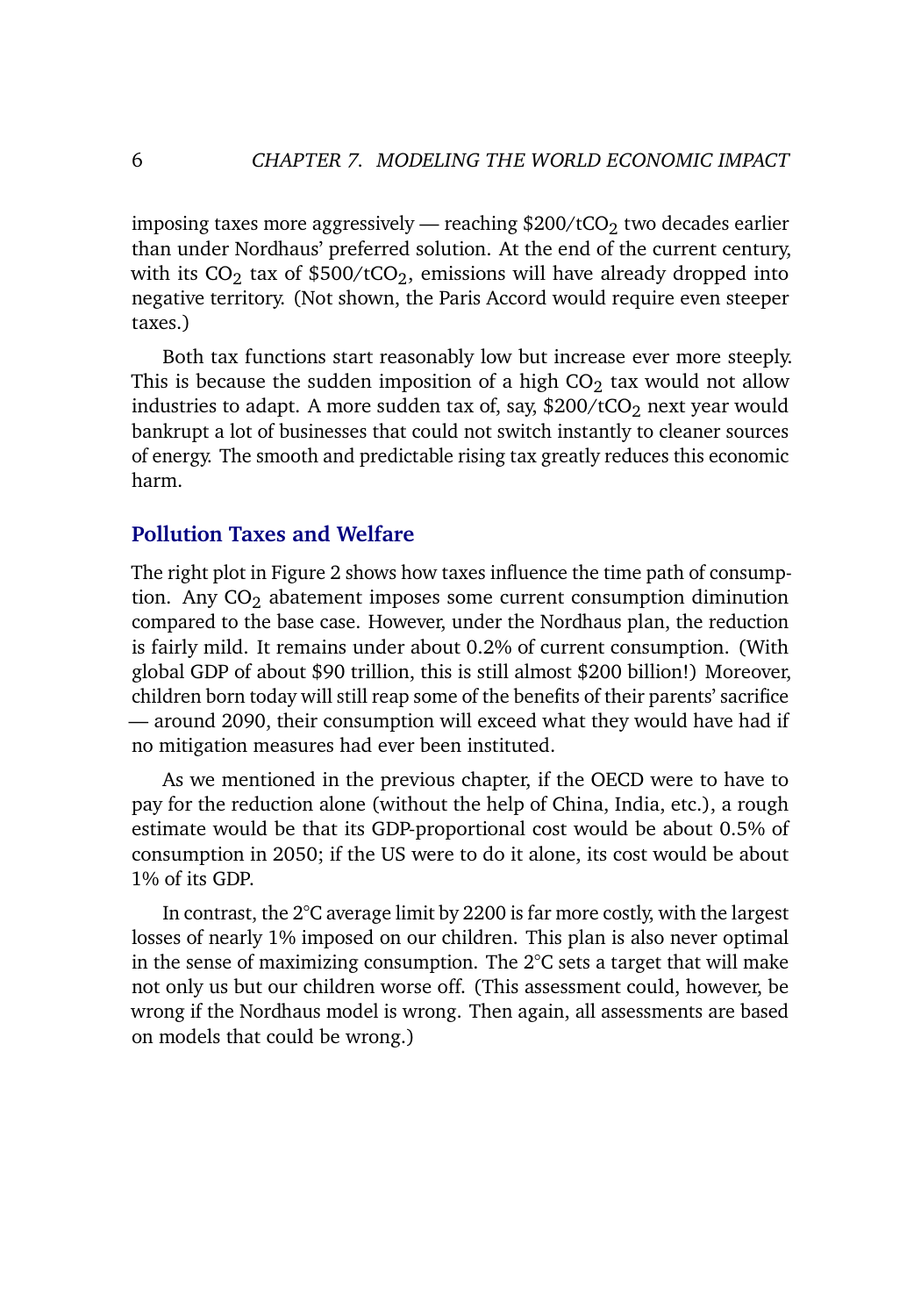imposing taxes more aggressively — reaching \$200/t$CO_2$ two decades earlier than under Nordhaus' preferred solution. At the end of the current century, with its $CO_2$ tax of \$500/t$CO_2$, emissions will have already dropped into negative territory. (Not shown, the Paris Accord would require even steeper taxes.)

Both tax functions start reasonably low but increase ever more steeply. This is because the sudden imposition of a high $CO_2$ tax would not allow industries to adapt. A more sudden tax of, say, \$200/t$CO_2$ next year would bankrupt a lot of businesses that could not switch instantly to cleaner sources of energy. The smooth and predictable rising tax greatly reduces this economic harm.

## Pollution Taxes and Welfare

The right plot in Figure 2 shows how taxes influence the time path of consumption. Any $CO_2$ abatement imposes some current consumption diminution compared to the base case. However, under the Nordhaus plan, the reduction is fairly mild. It remains under about 0.2% of current consumption. (With global GDP of about \$90 trillion, this is still almost \$200 billion!) Moreover, children born today will still reap some of the benefits of their parents' sacrifice — around 2090, their consumption will exceed what they would have had if no mitigation measures had ever been instituted.

As we mentioned in the previous chapter, if the OECD were to have to pay for the reduction alone (without the help of China, India, etc.), a rough estimate would be that its GDP-proportional cost would be about 0.5% of consumption in 2050; if the US were to do it alone, its cost would be about 1% of its GDP.

In contrast, the 2°C average limit by 2200 is far more costly, with the largest losses of nearly 1% imposed on our children. This plan is also never optimal in the sense of maximizing consumption. The 2°C sets a target that will make not only us but our children worse off. (This assessment could, however, be wrong if the Nordhaus model is wrong. Then again, all assessments are based on models that could be wrong.)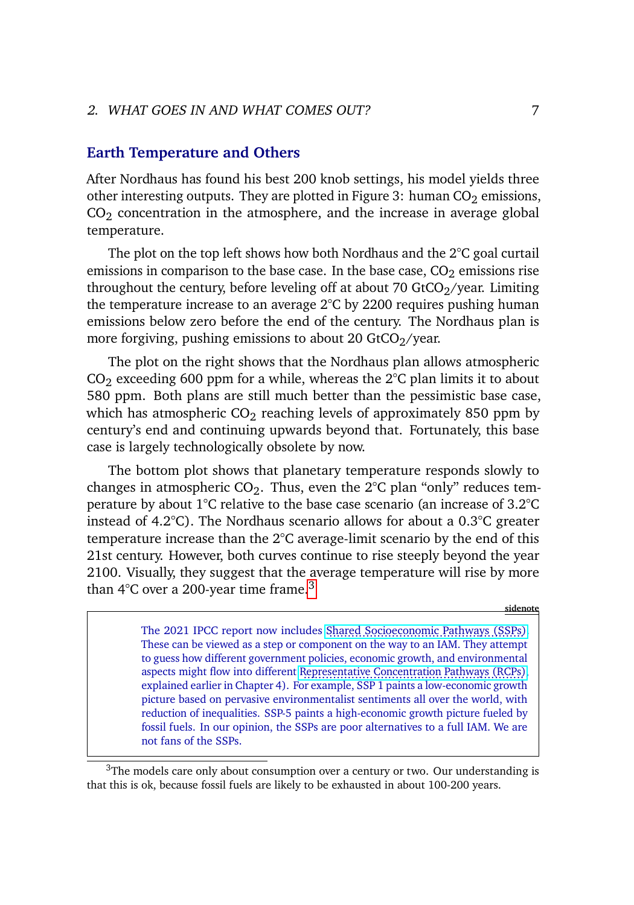## Earth Temperature and Others

After Nordhaus has found his best 200 knob settings, his model yields three other interesting outputs. They are plotted in Figure 3: human $CO_2$ emissions, $CO_2$ concentration in the atmosphere, and the increase in average global temperature.

The plot on the top left shows how both Nordhaus and the 2°C goal curtail emissions in comparison to the base case. In the base case, $CO_2$ emissions rise throughout the century, before leveling off at about 70 $GtCO_2$/year. Limiting the temperature increase to an average 2°C by 2200 requires pushing human emissions below zero before the end of the century. The Nordhaus plan is more forgiving, pushing emissions to about 20 $GtCO_2$/year.

The plot on the right shows that the Nordhaus plan allows atmospheric $CO_2$ exceeding 600 ppm for a while, whereas the 2°C plan limits it to about 580 ppm. Both plans are still much better than the pessimistic base case, which has atmospheric $CO_2$ reaching levels of approximately 850 ppm by century's end and continuing upwards beyond that. Fortunately, this base case is largely technologically obsolete by now.

The bottom plot shows that planetary temperature responds slowly to changes in atmospheric $CO_2$. Thus, even the 2°C plan "only" reduces temperature by about 1°C relative to the base case scenario (an increase of 3.2°C instead of 4.2°C). The Nordhaus scenario allows for about a 0.3°C greater temperature increase than the 2°C average-limit scenario by the end of this 21st century. However, both curves continue to rise steeply beyond the year 2100. Visually, they suggest that the average temperature will rise by more than 4°C over a 200-year time frame.[3]

**sidenote**

> The 2021 IPCC report now includes Shared Socioeconomic Pathways (SSPs). These can be viewed as a step or component on the way to an IAM. They attempt to guess how different government policies, economic growth, and environmental aspects might flow into different Representative Concentration Pathways (RCPs), explained earlier in Chapter 4). For example, SSP 1 paints a low-economic growth picture based on pervasive environmentalist sentiments all over the world, with reduction of inequalities. SSP-5 paints a high-economic growth picture fueled by fossil fuels. In our opinion, the SSPs are poor alternatives to a full IAM. We are not fans of the SSPs.

[3] The models care only about consumption over a century or two. Our understanding is that this is ok, because fossil fuels are likely to be exhausted in about 100-200 years.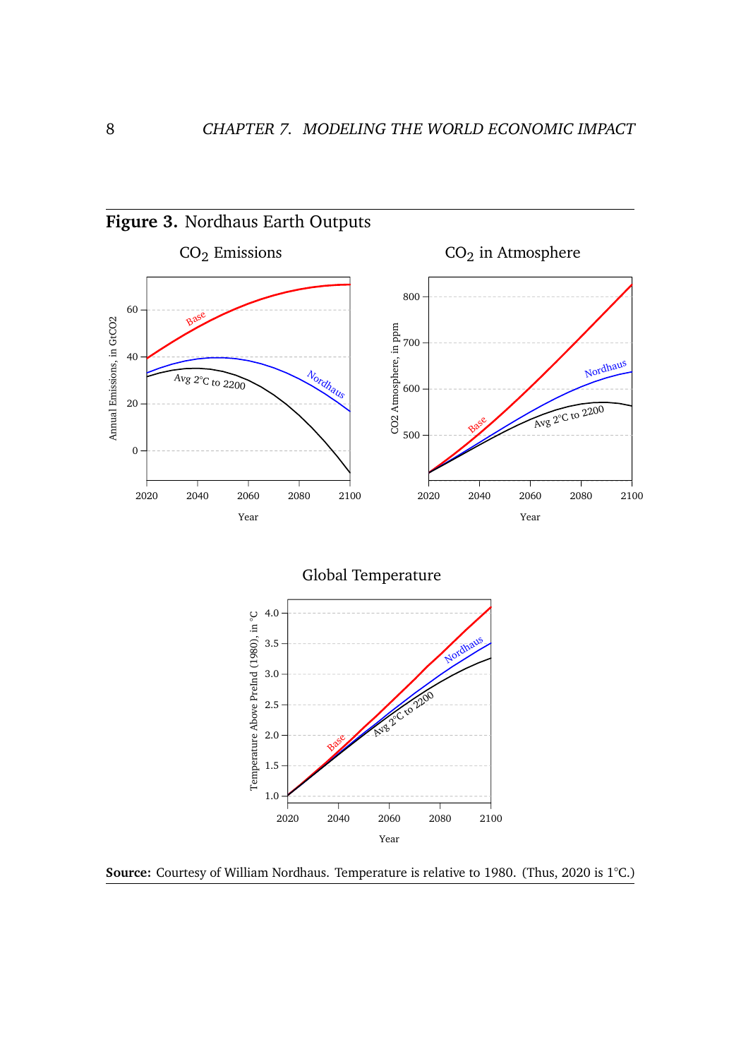**Figure 3.** Nordhaus Earth Outputs

**Source:** Courtesy of William Nordhaus. Temperature is relative to 1980. (Thus, 2020 is 1°C.)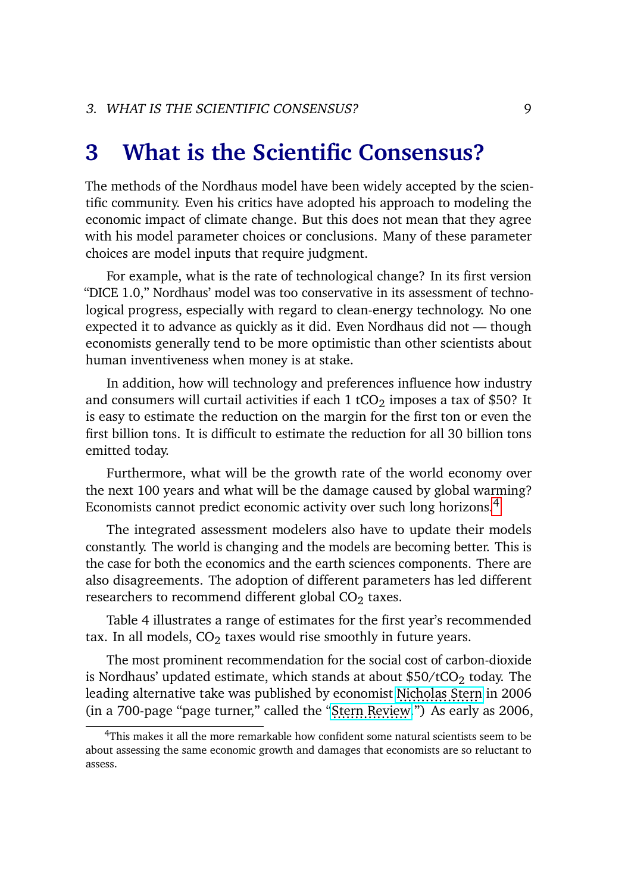# 3 What is the Scientific Consensus?

The methods of the Nordhaus model have been widely accepted by the scientific community. Even his critics have adopted his approach to modeling the economic impact of climate change. But this does not mean that they agree with his model parameter choices or conclusions. Many of these parameter choices are model inputs that require judgment.

For example, what is the rate of technological change? In its first version "DICE 1.0," Nordhaus' model was too conservative in its assessment of technological progress, especially with regard to clean-energy technology. No one expected it to advance as quickly as it did. Even Nordhaus did not — though economists generally tend to be more optimistic than other scientists about human inventiveness when money is at stake.

In addition, how will technology and preferences influence how industry and consumers will curtail activities if each 1 $tCO_2$ imposes a tax of $50? It is easy to estimate the reduction on the margin for the first ton or even the first billion tons. It is difficult to estimate the reduction for all 30 billion tons emitted today.

Furthermore, what will be the growth rate of the world economy over the next 100 years and what will be the damage caused by global warming? Economists cannot predict economic activity over such long horizons.[4]

The integrated assessment modelers also have to update their models constantly. The world is changing and the models are becoming better. This is the case for both the economics and the earth sciences components. There are also disagreements. The adoption of different parameters has led different researchers to recommend different global $CO_2$ taxes.

Table 4 illustrates a range of estimates for the first year's recommended tax. In all models, $CO_2$ taxes would rise smoothly in future years.

The most prominent recommendation for the social cost of carbon-dioxide is Nordhaus' updated estimate, which stands at about $50/$tCO_2$ today. The leading alternative take was published by economist Nicholas Stern in 2006 (in a 700-page "page turner," called the "Stern Review.") As early as 2006,

[4] This makes it all the more remarkable how confident some natural scientists seem to be about assessing the same economic growth and damages that economists are so reluctant to assess.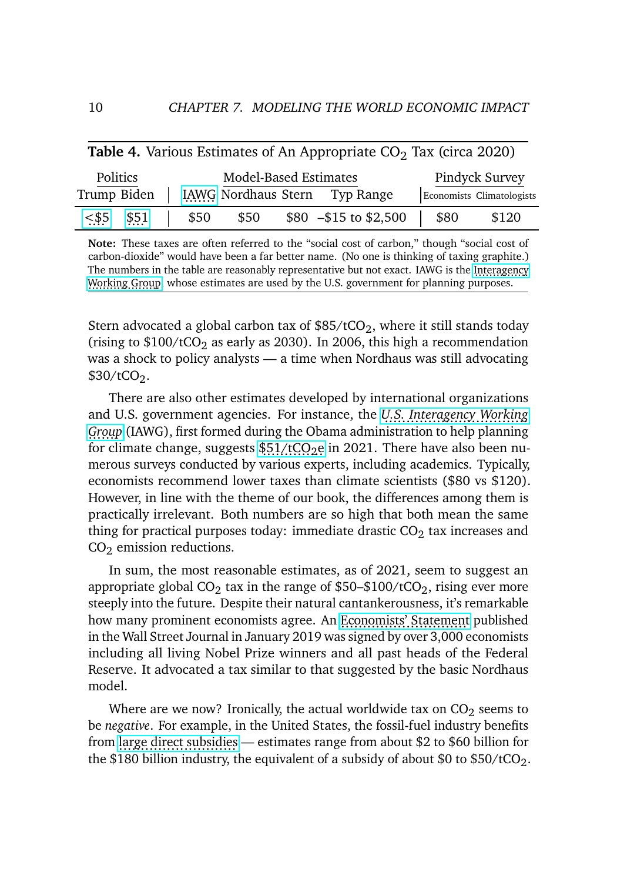**Table 4.** Various Estimates of An Appropriate $CO_2$ Tax (circa 2020)

| Politics | | Model-Based Estimates | | | | Pindyck Survey | |
|---|---|---|---|---|---|---|---|
| Trump | Biden | IAWG | Nordhaus | Stern | Typ Range | Economists | Climatologists |
| <$5 | $51 | $50 | $50 | $80 | –$15 to $2,500 | $80 | $120 |

**Note:** These taxes are often referred to the "social cost of carbon," though "social cost of carbon-dioxide" would have been a far better name. (No one is thinking of taxing graphite.) The numbers in the table are reasonably representative but not exact. IAWG is the Interagency Working Group, whose estimates are used by the U.S. government for planning purposes.

Stern advocated a global carbon tax of $85/tCO_2$, where it still stands today (rising to $100/tCO_2$ as early as 2030). In 2006, this high a recommendation was a shock to policy analysts — a time when Nordhaus was still advocating $30/tCO_2$.

There are also other estimates developed by international organizations and U.S. government agencies. For instance, the *U.S. Interagency Working Group* (IAWG), first formed during the Obama administration to help planning for climate change, suggests $51/tCO_2e$ in 2021. There have also been numerous surveys conducted by various experts, including academics. Typically, economists recommend lower taxes than climate scientists ($80 vs $120). However, in line with the theme of our book, the differences among them is practically irrelevant. Both numbers are so high that both mean the same thing for practical purposes today: immediate drastic $CO_2$ tax increases and $CO_2$ emission reductions.

In sum, the most reasonable estimates, as of 2021, seem to suggest an appropriate global $CO_2$ tax in the range of $50–$100/tCO_2$, rising ever more steeply into the future. Despite their natural cantankerousness, it's remarkable how many prominent economists agree. An Economists' Statement published in the Wall Street Journal in January 2019 was signed by over 3,000 economists including all living Nobel Prize winners and all past heads of the Federal Reserve. It advocated a tax similar to that suggested by the basic Nordhaus model.

Where are we now? Ironically, the actual worldwide tax on $CO_2$ seems to be *negative*. For example, in the United States, the fossil-fuel industry benefits from large direct subsidies — estimates range from about $2 to $60 billion for the $180 billion industry, the equivalent of a subsidy of about $0 to $50/tCO_2$.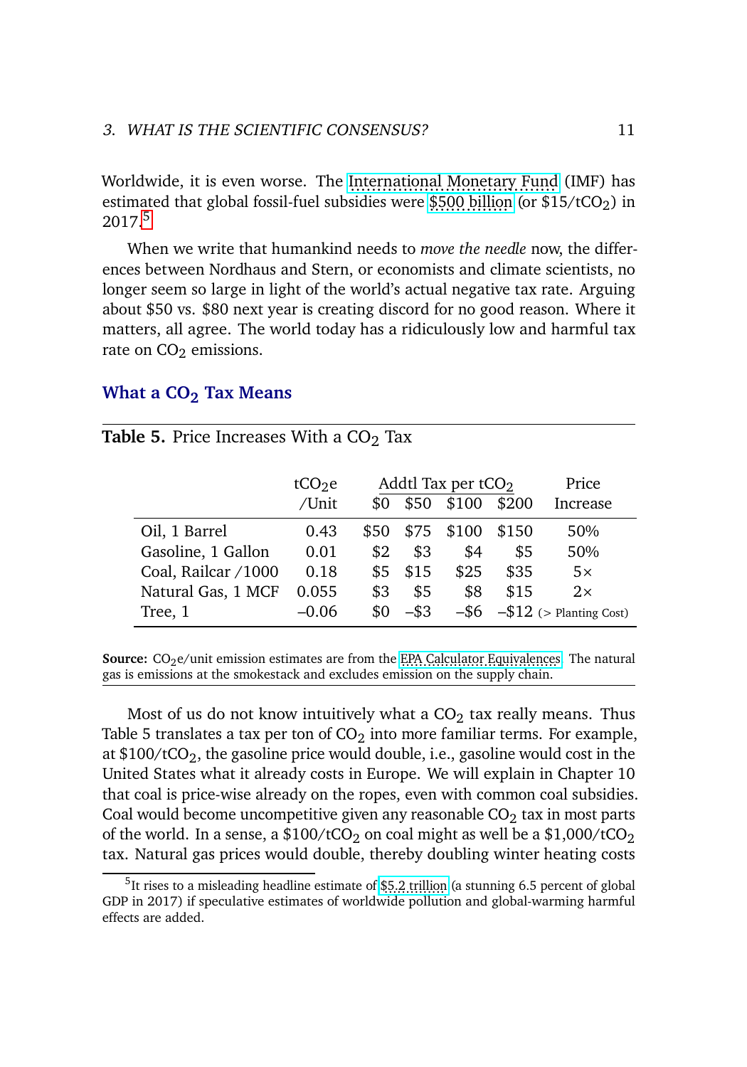Worldwide, it is even worse. The International Monetary Fund (IMF) has estimated that global fossil-fuel subsidies were $500 billion (or $15/t$CO_2$) in 2017.[5]

When we write that humankind needs to *move the needle* now, the differences between Nordhaus and Stern, or economists and climate scientists, no longer seem so large in light of the world's actual negative tax rate. Arguing about $50 vs. $80 next year is creating discord for no good reason. Where it matters, all agree. The world today has a ridiculously low and harmful tax rate on $CO_2$ emissions.

## What a $CO_2$ Tax Means

**Table 5.** Price Increases With a $CO_2$ Tax

| | t$CO_2$e /Unit | Addtl Tax per t$CO_2$ $0 | | | $200 | Price Increase |
|---|---|---|---|---|---|---|
| | | $0 | $50 | $100 | $200 | |
| Oil, 1 Barrel | 0.43 | $50 | $75 | $100 | $150 | 50% |
| Gasoline, 1 Gallon | 0.01 | $2 | $3 | $4 | $5 | 50% |
| Coal, Railcar /1000 | 0.18 | $5 | $15 | $25 | $35 | 5× |
| Natural Gas, 1 MCF | 0.055 | $3 | $5 | $8 | $15 | 2× |
| Tree, 1 | –0.06 | $0 | –$3 | –$6 | –$12 | (> Planting Cost) |

**Source:** $CO_2$e/unit emission estimates are from the EPA Calculator Equivalences. The natural gas is emissions at the smokestack and excludes emission on the supply chain.

Most of us do not know intuitively what a $CO_2$ tax really means. Thus Table 5 translates a tax per ton of $CO_2$ into more familiar terms. For example, at $100/t$CO_2$, the gasoline price would double, i.e., gasoline would cost in the United States what it already costs in Europe. We will explain in Chapter 10 that coal is price-wise already on the ropes, even with common coal subsidies. Coal would become uncompetitive given any reasonable $CO_2$ tax in most parts of the world. In a sense, a $100/t$CO_2$ on coal might as well be a $1,000/t$CO_2$ tax. Natural gas prices would double, thereby doubling winter heating costs

[5] It rises to a misleading headline estimate of $5.2 trillion (a stunning 6.5 percent of global GDP in 2017) if speculative estimates of worldwide pollution and global-warming harmful effects are added.

Worldwide, it is even worse. The International Monetary Fund (IMF) has estimated that global fossil-fuel subsidies were $500 billion (or $15/t$CO_2$) in 2017.[5]

When we write that humankind needs to *move the needle* now, the differences between Nordhaus and Stern, or economists and climate scientists, no longer seem so large in light of the world's actual negative tax rate. Arguing about $50 vs. $80 next year is creating discord for no good reason. Where it matters, all agree. The world today has a ridiculously low and harmful tax rate on $CO_2$ emissions.

## What a $CO_2$ Tax Means

**Table 5.** Price Increases With a $CO_2$ Tax

| | t$CO_2$e /Unit | Addtl Tax per t$CO_2$ | | | | Price Increase |
|---|---|---|---|---|---|---|
| | | $0 | $50 | $100 | $200 | |
| Oil, 1 Barrel | 0.43 | $50 | $75 | $100 | $150 | 50% |
| Gasoline, 1 Gallon | 0.01 | $2 | $3 | $4 | $5 | 50% |
| Coal, Railcar /1000 | 0.18 | $5 | $15 | $25 | $35 | 5× |
| Natural Gas, 1 MCF | 0.055 | $3 | $5 | $8 | $15 | 2× |
| Tree, 1 | –0.06 | $0 | –$3 | –$6 | –$12 | (> Planting Cost) |

**Source:** $CO_2$e/unit emission estimates are from the EPA Calculator Equivalences. The natural gas is emissions at the smokestack and excludes emission on the supply chain.

Most of us do not know intuitively what a $CO_2$ tax really means. Thus Table 5 translates a tax per ton of $CO_2$ into more familiar terms. For example, at $100/t$CO_2$, the gasoline price would double, i.e., gasoline would cost in the United States what it already costs in Europe. We will explain in Chapter 10 that coal is price-wise already on the ropes, even with common coal subsidies. Coal would become uncompetitive given any reasonable $CO_2$ tax in most parts of the world. In a sense, a $100/t$CO_2$ on coal might as well be a $1,000/t$CO_2$ tax. Natural gas prices would double, thereby doubling winter heating costs

[5] It rises to a misleading headline estimate of $5.2 trillion (a stunning 6.5 percent of global GDP in 2017) if speculative estimates of worldwide pollution and global-warming harmful effects are added.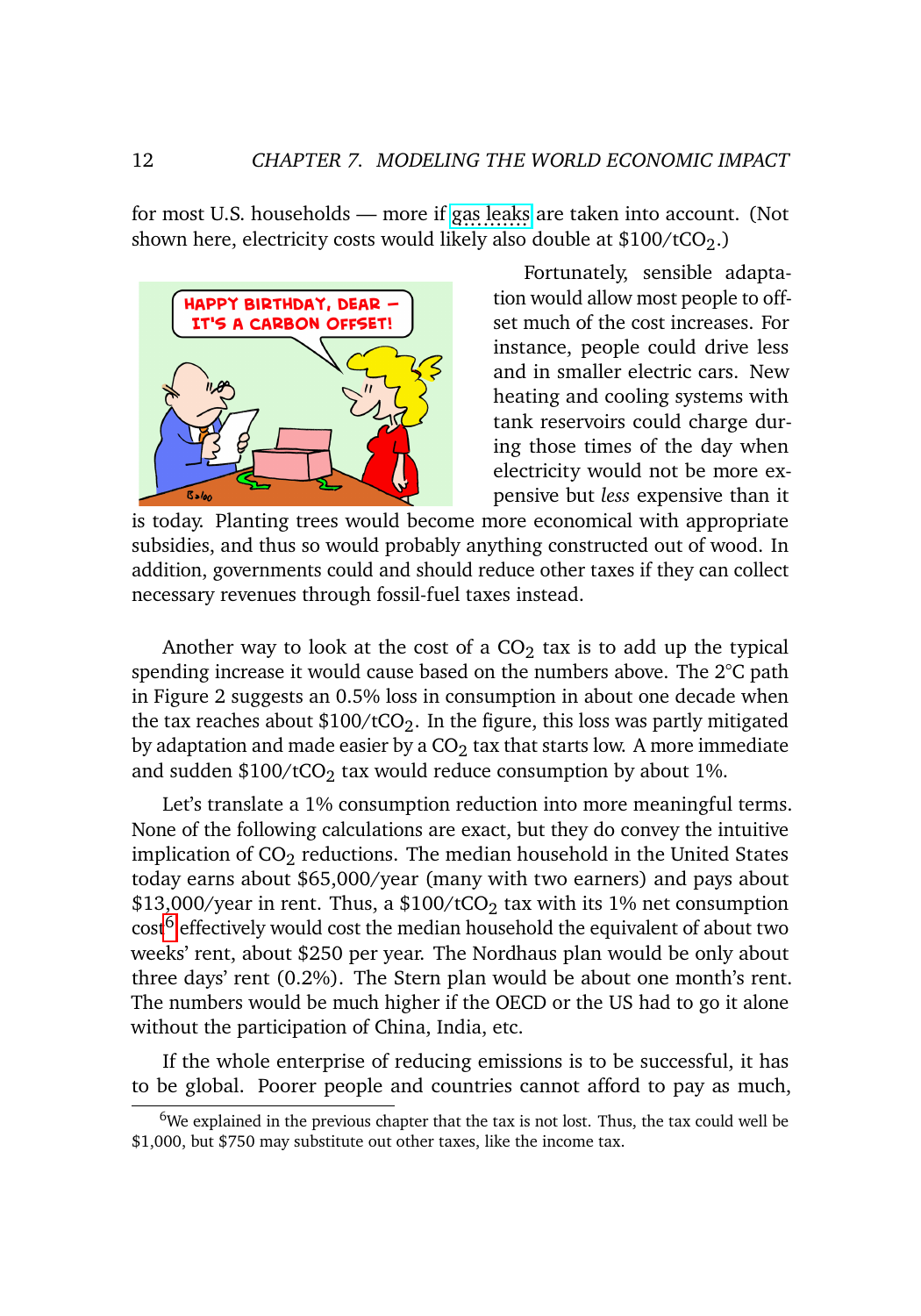for most U.S. households — more if gas leaks are taken into account. (Not shown here, electricity costs would likely also double at \$100/t$CO_2$.)

Fortunately, sensible adaptation would allow most people to offset much of the cost increases. For instance, people could drive less and in smaller electric cars. New heating and cooling systems with tank reservoirs could charge during those times of the day when electricity would not be more expensive but *less* expensive than it is today. Planting trees would become more economical with appropriate subsidies, and thus so would probably anything constructed out of wood. In addition, governments could and should reduce other taxes if they can collect necessary revenues through fossil-fuel taxes instead.

Another way to look at the cost of a $CO_2$ tax is to add up the typical spending increase it would cause based on the numbers above. The 2°C path in Figure 2 suggests an 0.5% loss in consumption in about one decade when the tax reaches about \$100/t$CO_2$. In the figure, this loss was partly mitigated by adaptation and made easier by a $CO_2$ tax that starts low. A more immediate and sudden \$100/t$CO_2$ tax would reduce consumption by about 1%.

Let's translate a 1% consumption reduction into more meaningful terms. None of the following calculations are exact, but they do convey the intuitive implication of $CO_2$ reductions. The median household in the United States today earns about \$65,000/year (many with two earners) and pays about \$13,000/year in rent. Thus, a \$100/t$CO_2$ tax with its 1% net consumption cost[6] effectively would cost the median household the equivalent of about two weeks' rent, about \$250 per year. The Nordhaus plan would be only about three days' rent (0.2%). The Stern plan would be about one month's rent. The numbers would be much higher if the OECD or the US had to go it alone without the participation of China, India, etc.

If the whole enterprise of reducing emissions is to be successful, it has to be global. Poorer people and countries cannot afford to pay as much,

---

[6] We explained in the previous chapter that the tax is not lost. Thus, the tax could well be \$1,000, but \$750 may substitute out other taxes, like the income tax.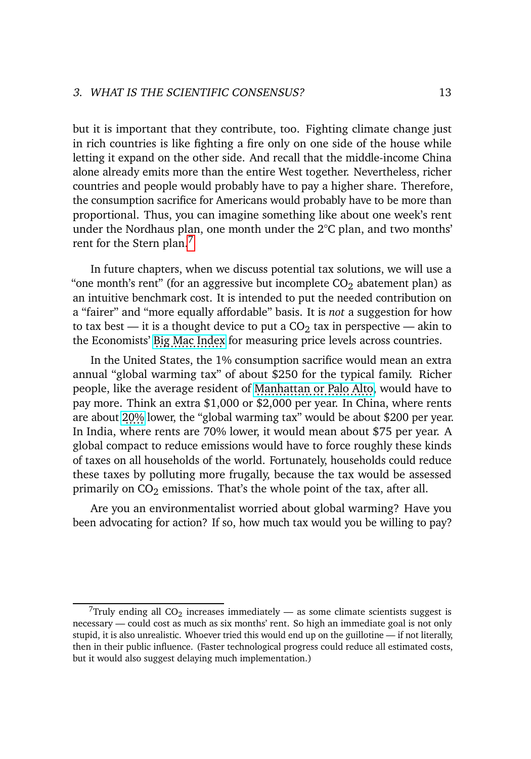but it is important that they contribute, too. Fighting climate change just in rich countries is like fighting a fire only on one side of the house while letting it expand on the other side. And recall that the middle-income China alone already emits more than the entire West together. Nevertheless, richer countries and people would probably have to pay a higher share. Therefore, the consumption sacrifice for Americans would probably have to be more than proportional. Thus, you can imagine something like about one week's rent under the Nordhaus plan, one month under the 2°C plan, and two months' rent for the Stern plan.[7]

In future chapters, when we discuss potential tax solutions, we will use a "one month's rent" (for an aggressive but incomplete $CO_2$ abatement plan) as an intuitive benchmark cost. It is intended to put the needed contribution on a "fairer" and "more equally affordable" basis. It is *not* a suggestion for how to tax best — it is a thought device to put a $CO_2$ tax in perspective — akin to the Economists' Big Mac Index for measuring price levels across countries.

In the United States, the 1% consumption sacrifice would mean an extra annual "global warming tax" of about $250 for the typical family. Richer people, like the average resident of Manhattan or Palo Alto, would have to pay more. Think an extra $1,000 or $2,000 per year. In China, where rents are about 20% lower, the "global warming tax" would be about $200 per year. In India, where rents are 70% lower, it would mean about $75 per year. A global compact to reduce emissions would have to force roughly these kinds of taxes on all households of the world. Fortunately, households could reduce these taxes by polluting more frugally, because the tax would be assessed primarily on $CO_2$ emissions. That's the whole point of the tax, after all.

Are you an environmentalist worried about global warming? Have you been advocating for action? If so, how much tax would you be willing to pay?

---

[7] Truly ending all $CO_2$ increases immediately — as some climate scientists suggest is necessary — could cost as much as six months' rent. So high an immediate goal is not only stupid, it is also unrealistic. Whoever tried this would end up on the guillotine — if not literally, then in their public influence. (Faster technological progress could reduce all estimated costs, but it would also suggest delaying much implementation.)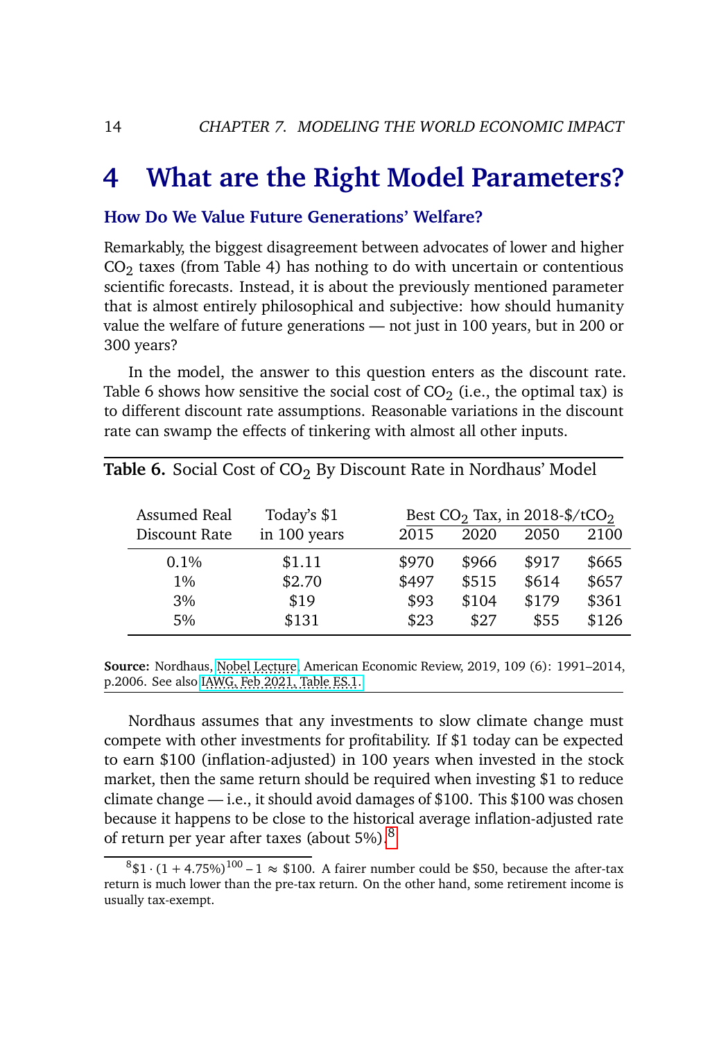# 4 What are the Right Model Parameters?

### How Do We Value Future Generations' Welfare?

Remarkably, the biggest disagreement between advocates of lower and higher $CO_2$ taxes (from Table 4) has nothing to do with uncertain or contentious scientific forecasts. Instead, it is about the previously mentioned parameter that is almost entirely philosophical and subjective: how should humanity value the welfare of future generations — not just in 100 years, but in 200 or 300 years?

In the model, the answer to this question enters as the discount rate. Table 6 shows how sensitive the social cost of $CO_2$ (i.e., the optimal tax) is to different discount rate assumptions. Reasonable variations in the discount rate can swamp the effects of tinkering with almost all other inputs.

**Table 6.** Social Cost of $CO_2$ By Discount Rate in Nordhaus' Model

| Assumed Real Discount Rate | Today's $1 in 100 years | Best $CO_2$ Tax, in 2018-$/t$CO_2$ | | | |
|---|---|---|---|---|---|
| | | 2015 | 2020 | 2050 | 2100 |
| 0.1% | $1.11 | $970 | $966 | $917 | $665 |
| 1% | $2.70 | $497 | $515 | $614 | $657 |
| 3% | $19 | $93 | $104 | $179 | $361 |
| 5% | $131 | $23 | $27 | $55 | $126 |

**Source:** Nordhaus, Nobel Lecture, American Economic Review, 2019, 109 (6): 1991–2014, p.2006. See also IAWG, Feb 2021, Table ES.1.

Nordhaus assumes that any investments to slow climate change must compete with other investments for profitability. If $1 today can be expected to earn $100 (inflation-adjusted) in 100 years when invested in the stock market, then the same return should be required when investing $1 to reduce climate change — i.e., it should avoid damages of $100. This $100 was chosen because it happens to be close to the historical average inflation-adjusted rate of return per year after taxes (about 5%).[8]

[8] $\$1 \cdot (1 + 4.75\%)^{100} - 1 \approx \$100$. A fairer number could be $50, because the after-tax return is much lower than the pre-tax return. On the other hand, some retirement income is usually tax-exempt.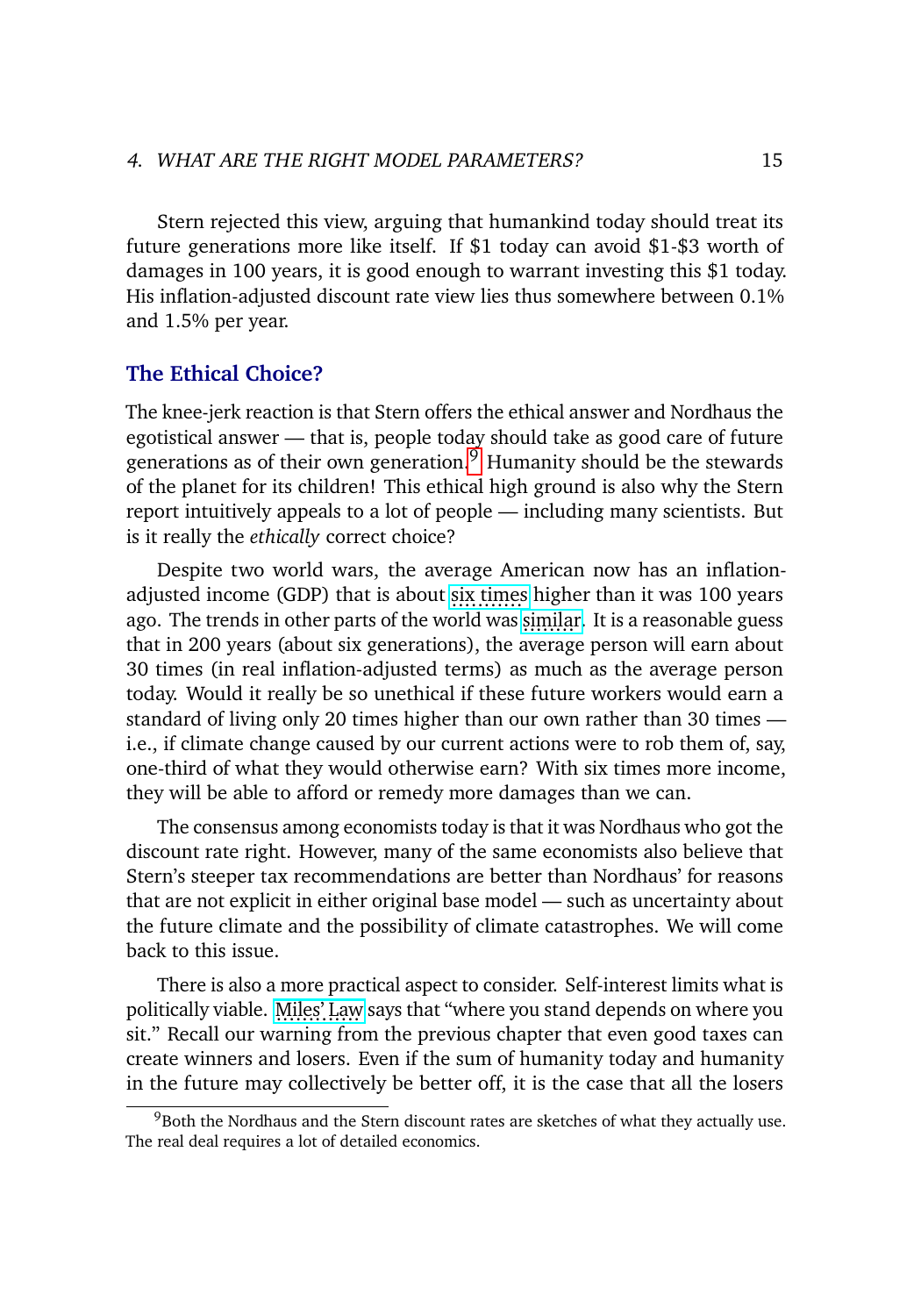Stern rejected this view, arguing that humankind today should treat its future generations more like itself. If \$1 today can avoid \$1-\$3 worth of damages in 100 years, it is good enough to warrant investing this \$1 today. His inflation-adjusted discount rate view lies thus somewhere between 0.1% and 1.5% per year.

## The Ethical Choice?

The knee-jerk reaction is that Stern offers the ethical answer and Nordhaus the egotistical answer — that is, people today should take as good care of future generations as of their own generation.[9] Humanity should be the stewards of the planet for its children! This ethical high ground is also why the Stern report intuitively appeals to a lot of people — including many scientists. But is it really the *ethically* correct choice?

Despite two world wars, the average American now has an inflation-adjusted income (GDP) that is about six times higher than it was 100 years ago. The trends in other parts of the world was similar. It is a reasonable guess that in 200 years (about six generations), the average person will earn about 30 times (in real inflation-adjusted terms) as much as the average person today. Would it really be so unethical if these future workers would earn a standard of living only 20 times higher than our own rather than 30 times — i.e., if climate change caused by our current actions were to rob them of, say, one-third of what they would otherwise earn? With six times more income, they will be able to afford or remedy more damages than we can.

The consensus among economists today is that it was Nordhaus who got the discount rate right. However, many of the same economists also believe that Stern's steeper tax recommendations are better than Nordhaus' for reasons that are not explicit in either original base model — such as uncertainty about the future climate and the possibility of climate catastrophes. We will come back to this issue.

There is also a more practical aspect to consider. Self-interest limits what is politically viable. Miles' Law says that "where you stand depends on where you sit." Recall our warning from the previous chapter that even good taxes can create winners and losers. Even if the sum of humanity today and humanity in the future may collectively be better off, it is the case that all the losers

---

[9] Both the Nordhaus and the Stern discount rates are sketches of what they actually use. The real deal requires a lot of detailed economics.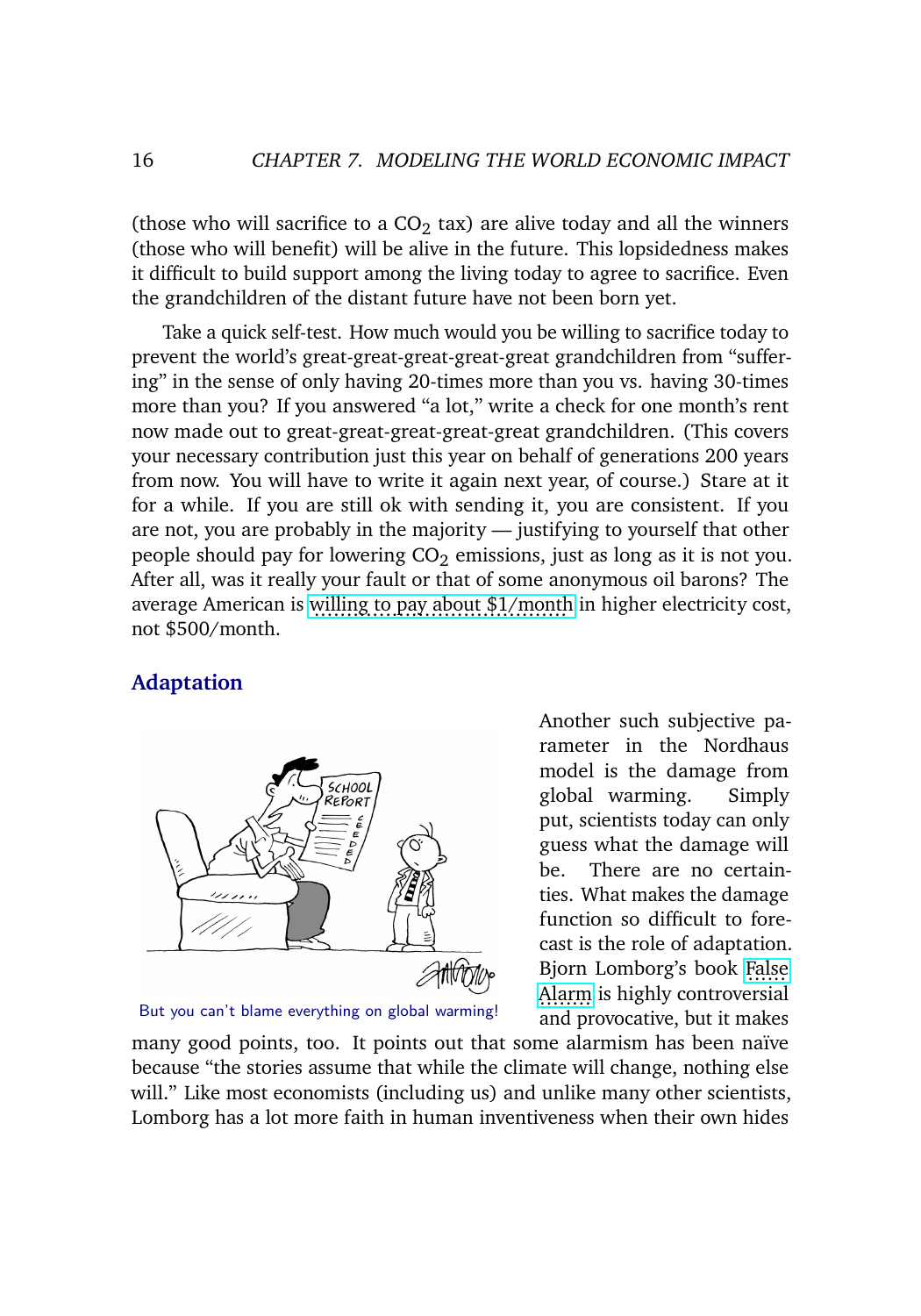(those who will sacrifice to a $CO_2$ tax) are alive today and all the winners (those who will benefit) will be alive in the future. This lopsidedness makes it difficult to build support among the living today to agree to sacrifice. Even the grandchildren of the distant future have not been born yet.

Take a quick self-test. How much would you be willing to sacrifice today to prevent the world's great-great-great-great-great grandchildren from "suffering" in the sense of only having 20-times more than you vs. having 30-times more than you? If you answered "a lot," write a check for one month's rent now made out to great-great-great-great-great grandchildren. (This covers your necessary contribution just this year on behalf of generations 200 years from now. You will have to write it again next year, of course.) Stare at it for a while. If you are still ok with sending it, you are consistent. If you are not, you are probably in the majority — justifying to yourself that other people should pay for lowering $CO_2$ emissions, just as long as it is not you. After all, was it really your fault or that of some anonymous oil barons? The average American is willing to pay about \$1/month in higher electricity cost, not \$500/month.

## Adaptation

But you can't blame everything on global warming!

Another such subjective parameter in the Nordhaus model is the damage from global warming. Simply put, scientists today can only guess what the damage will be. There are no certainties. What makes the damage function so difficult to forecast is the role of adaptation. Bjorn Lomborg's book False Alarm is highly controversial and provocative, but it makes many good points, too. It points out that some alarmism has been naïve because "the stories assume that while the climate will change, nothing else will." Like most economists (including us) and unlike many other scientists, Lomborg has a lot more faith in human inventiveness when their own hides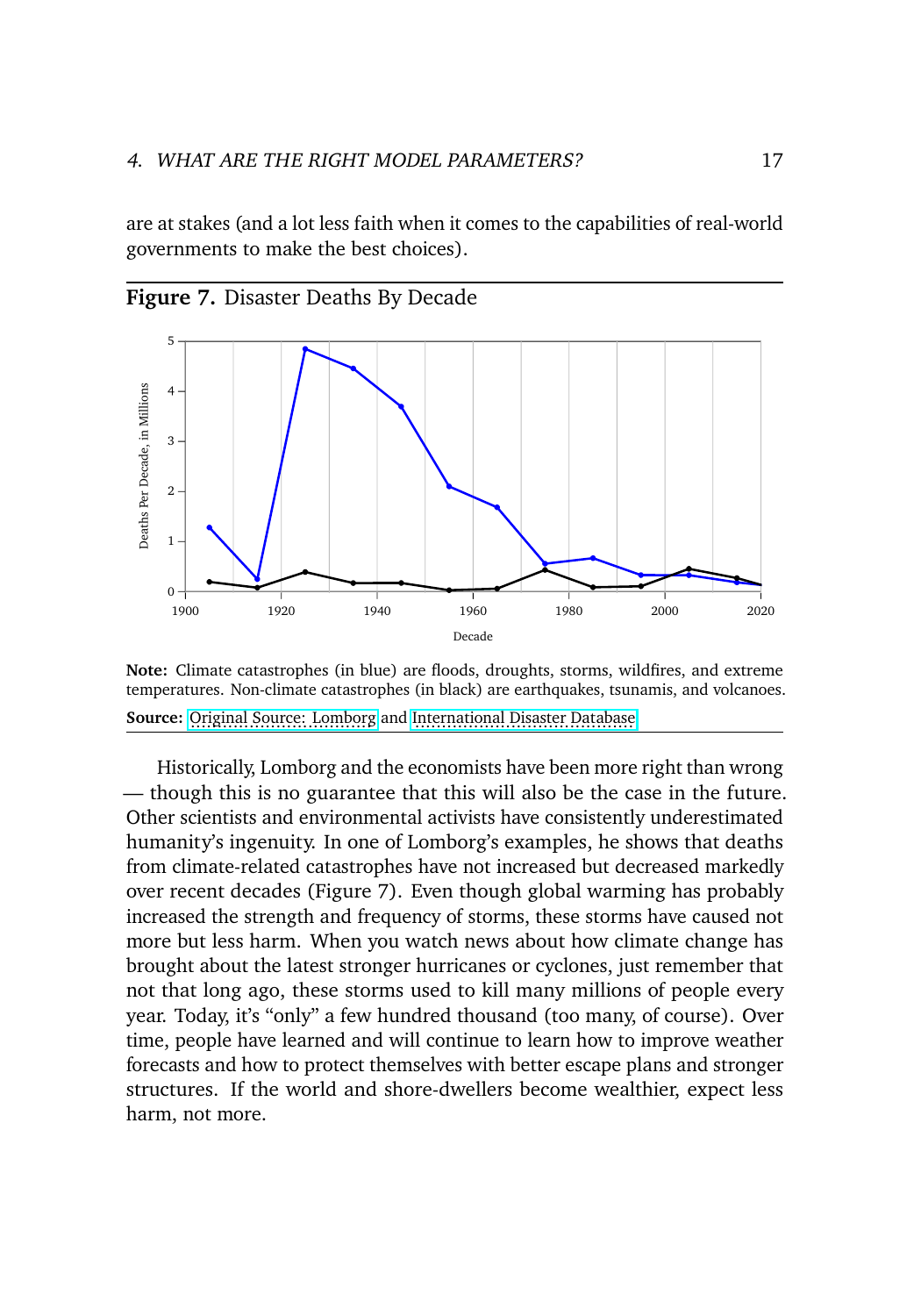are at stakes (and a lot less faith when it comes to the capabilities of real-world governments to make the best choices).

**Figure 7.** Disaster Deaths By Decade

**Note:** Climate catastrophes (in blue) are floods, droughts, storms, wildfires, and extreme temperatures. Non-climate catastrophes (in black) are earthquakes, tsunamis, and volcanoes.

**Source:** Original Source: Lomborg and International Disaster Database

Historically, Lomborg and the economists have been more right than wrong — though this is no guarantee that this will also be the case in the future. Other scientists and environmental activists have consistently underestimated humanity's ingenuity. In one of Lomborg's examples, he shows that deaths from climate-related catastrophes have not increased but decreased markedly over recent decades (Figure 7). Even though global warming has probably increased the strength and frequency of storms, these storms have caused not more but less harm. When you watch news about how climate change has brought about the latest stronger hurricanes or cyclones, just remember that not that long ago, these storms used to kill many millions of people every year. Today, it's "only" a few hundred thousand (too many, of course). Over time, people have learned and will continue to learn how to improve weather forecasts and how to protect themselves with better escape plans and stronger structures. If the world and shore-dwellers become wealthier, expect less harm, not more.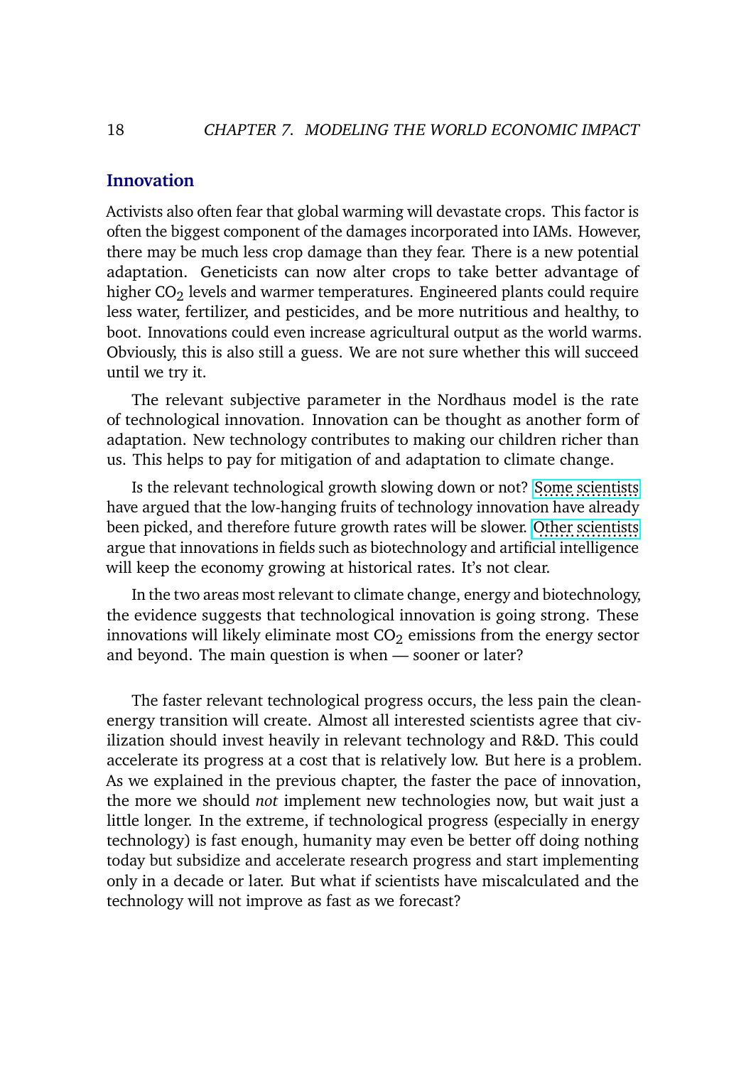## Innovation

Activists also often fear that global warming will devastate crops. This factor is often the biggest component of the damages incorporated into IAMs. However, there may be much less crop damage than they fear. There is a new potential adaptation. Geneticists can now alter crops to take better advantage of higher $CO_2$ levels and warmer temperatures. Engineered plants could require less water, fertilizer, and pesticides, and be more nutritious and healthy, to boot. Innovations could even increase agricultural output as the world warms. Obviously, this is also still a guess. We are not sure whether this will succeed until we try it.

The relevant subjective parameter in the Nordhaus model is the rate of technological innovation. Innovation can be thought as another form of adaptation. New technology contributes to making our children richer than us. This helps to pay for mitigation of and adaptation to climate change.

Is the relevant technological growth slowing down or not? Some scientists have argued that the low-hanging fruits of technology innovation have already been picked, and therefore future growth rates will be slower. Other scientists argue that innovations in fields such as biotechnology and artificial intelligence will keep the economy growing at historical rates. It's not clear.

In the two areas most relevant to climate change, energy and biotechnology, the evidence suggests that technological innovation is going strong. These innovations will likely eliminate most $CO_2$ emissions from the energy sector and beyond. The main question is when — sooner or later?

The faster relevant technological progress occurs, the less pain the clean-energy transition will create. Almost all interested scientists agree that civilization should invest heavily in relevant technology and R&D. This could accelerate its progress at a cost that is relatively low. But here is a problem. As we explained in the previous chapter, the faster the pace of innovation, the more we should *not* implement new technologies now, but wait just a little longer. In the extreme, if technological progress (especially in energy technology) is fast enough, humanity may even be better off doing nothing today but subsidize and accelerate research progress and start implementing only in a decade or later. But what if scientists have miscalculated and the technology will not improve as fast as we forecast?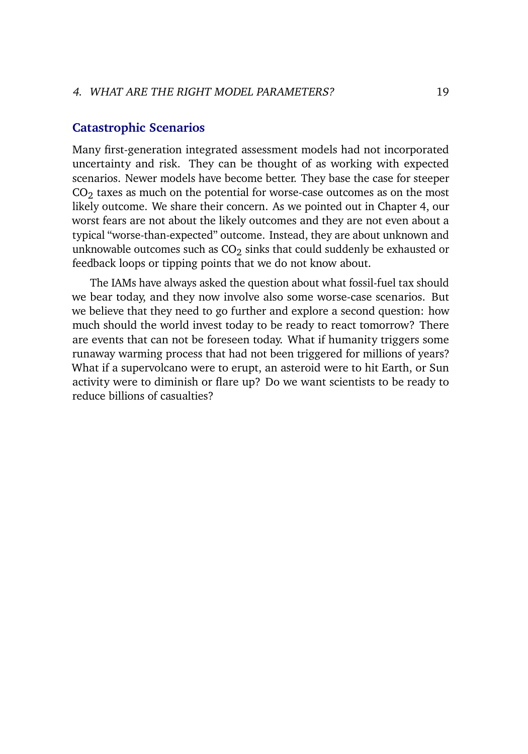## Catastrophic Scenarios

Many first-generation integrated assessment models had not incorporated uncertainty and risk. They can be thought of as working with expected scenarios. Newer models have become better. They base the case for steeper $CO_2$ taxes as much on the potential for worse-case outcomes as on the most likely outcome. We share their concern. As we pointed out in Chapter 4, our worst fears are not about the likely outcomes and they are not even about a typical "worse-than-expected" outcome. Instead, they are about unknown and unknowable outcomes such as $CO_2$ sinks that could suddenly be exhausted or feedback loops or tipping points that we do not know about.

The IAMs have always asked the question about what fossil-fuel tax should we bear today, and they now involve also some worse-case scenarios. But we believe that they need to go further and explore a second question: how much should the world invest today to be ready to react tomorrow? There are events that can not be foreseen today. What if humanity triggers some runaway warming process that had not been triggered for millions of years? What if a supervolcano were to erupt, an asteroid were to hit Earth, or Sun activity were to diminish or flare up? Do we want scientists to be ready to reduce billions of casualties?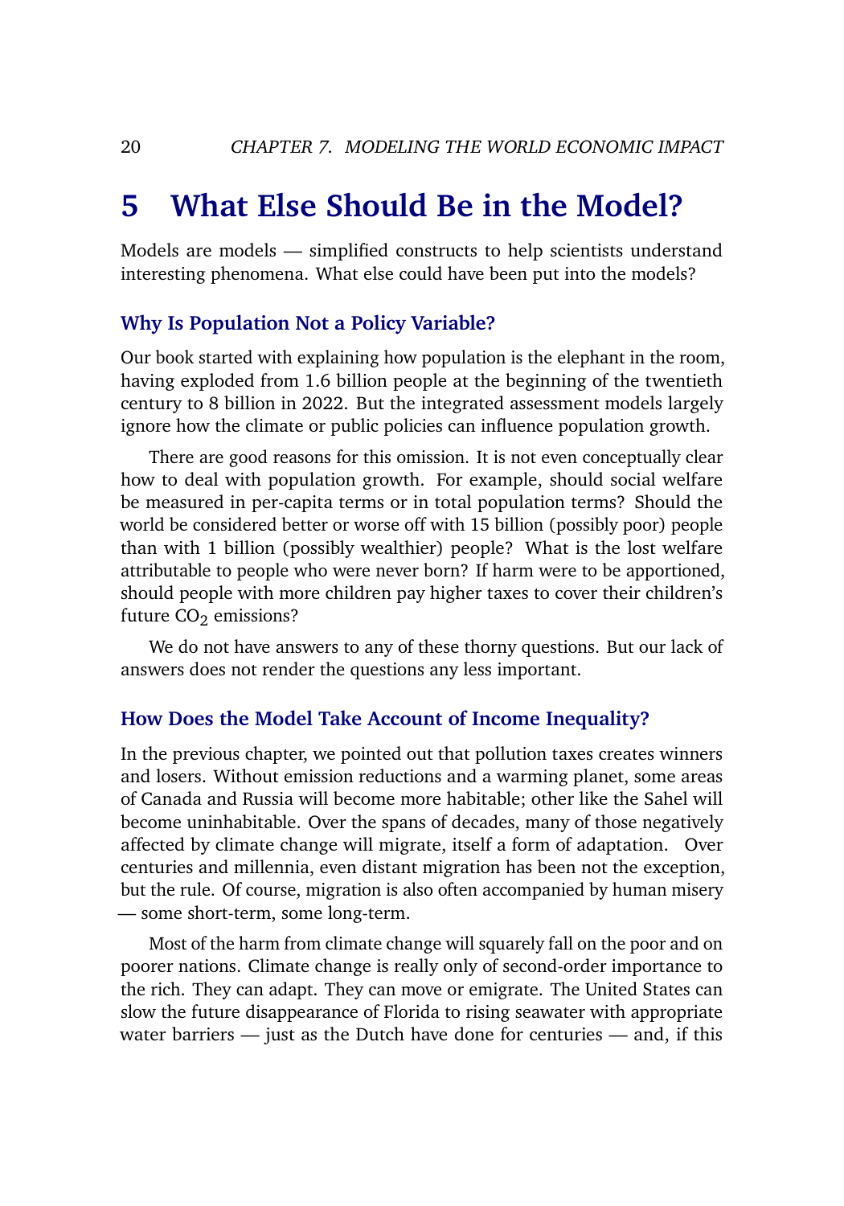# 5 What Else Should Be in the Model?

Models are models — simplified constructs to help scientists understand interesting phenomena. What else could have been put into the models?

### Why Is Population Not a Policy Variable?

Our book started with explaining how population is the elephant in the room, having exploded from 1.6 billion people at the beginning of the twentieth century to 8 billion in 2022. But the integrated assessment models largely ignore how the climate or public policies can influence population growth.

There are good reasons for this omission. It is not even conceptually clear how to deal with population growth. For example, should social welfare be measured in per-capita terms or in total population terms? Should the world be considered better or worse off with 15 billion (possibly poor) people than with 1 billion (possibly wealthier) people? What is the lost welfare attributable to people who were never born? If harm were to be apportioned, should people with more children pay higher taxes to cover their children's future $CO_2$ emissions?

We do not have answers to any of these thorny questions. But our lack of answers does not render the questions any less important.

### How Does the Model Take Account of Income Inequality?

In the previous chapter, we pointed out that pollution taxes creates winners and losers. Without emission reductions and a warming planet, some areas of Canada and Russia will become more habitable; other like the Sahel will become uninhabitable. Over the spans of decades, many of those negatively affected by climate change will migrate, itself a form of adaptation. Over centuries and millennia, even distant migration has been not the exception, but the rule. Of course, migration is also often accompanied by human misery — some short-term, some long-term.

Most of the harm from climate change will squarely fall on the poor and on poorer nations. Climate change is really only of second-order importance to the rich. They can adapt. They can move or emigrate. The United States can slow the future disappearance of Florida to rising seawater with appropriate water barriers — just as the Dutch have done for centuries — and, if this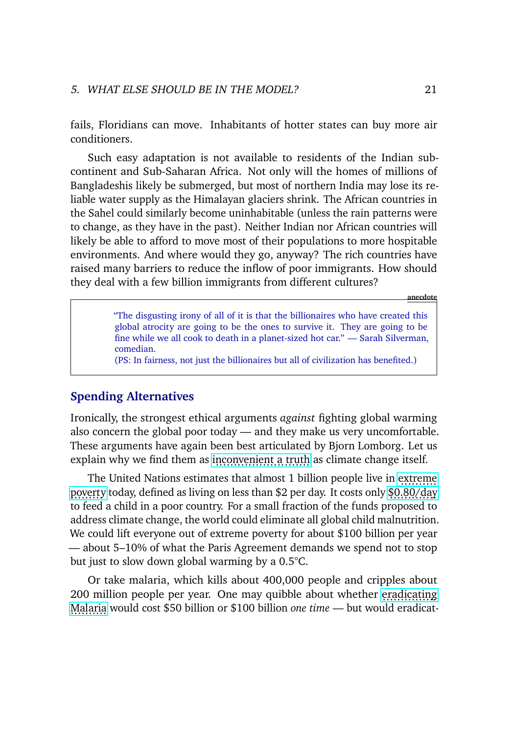fails, Floridians can move. Inhabitants of hotter states can buy more air conditioners.

Such easy adaptation is not available to residents of the Indian subcontinent and Sub-Saharan Africa. Not only will the homes of millions of Bangladeshis likely be submerged, but most of northern India may lose its reliable water supply as the Himalayan glaciers shrink. The African countries in the Sahel could similarly become uninhabitable (unless the rain patterns were to change, as they have in the past). Neither Indian nor African countries will likely be able to afford to move most of their populations to more hospitable environments. And where would they go, anyway? The rich countries have raised many barriers to reduce the inflow of poor immigrants. How should they deal with a few billion immigrants from different cultures?

**anecdote**

> "The disgusting irony of all of it is that the billionaires who have created this global atrocity are going to be the ones to survive it. They are going to be fine while we all cook to death in a planet-sized hot car." — Sarah Silverman, comedian.
> (PS: In fairness, not just the billionaires but all of civilization has benefited.)

## Spending Alternatives

Ironically, the strongest ethical arguments *against* fighting global warming also concern the global poor today — and they make us very uncomfortable. These arguments have again been best articulated by Bjorn Lomborg. Let us explain why we find them as inconvenient a truth as climate change itself.

The United Nations estimates that almost 1 billion people live in extreme poverty today, defined as living on less than $2 per day. It costs only $0.80/day to feed a child in a poor country. For a small fraction of the funds proposed to address climate change, the world could eliminate all global child malnutrition. We could lift everyone out of extreme poverty for about $100 billion per year — about 5–10% of what the Paris Agreement demands we spend not to stop but just to slow down global warming by a 0.5°C.

Or take malaria, which kills about 400,000 people and cripples about 200 million people per year. One may quibble about whether eradicating Malaria would cost $50 billion or $100 billion *one time* — but would eradicat-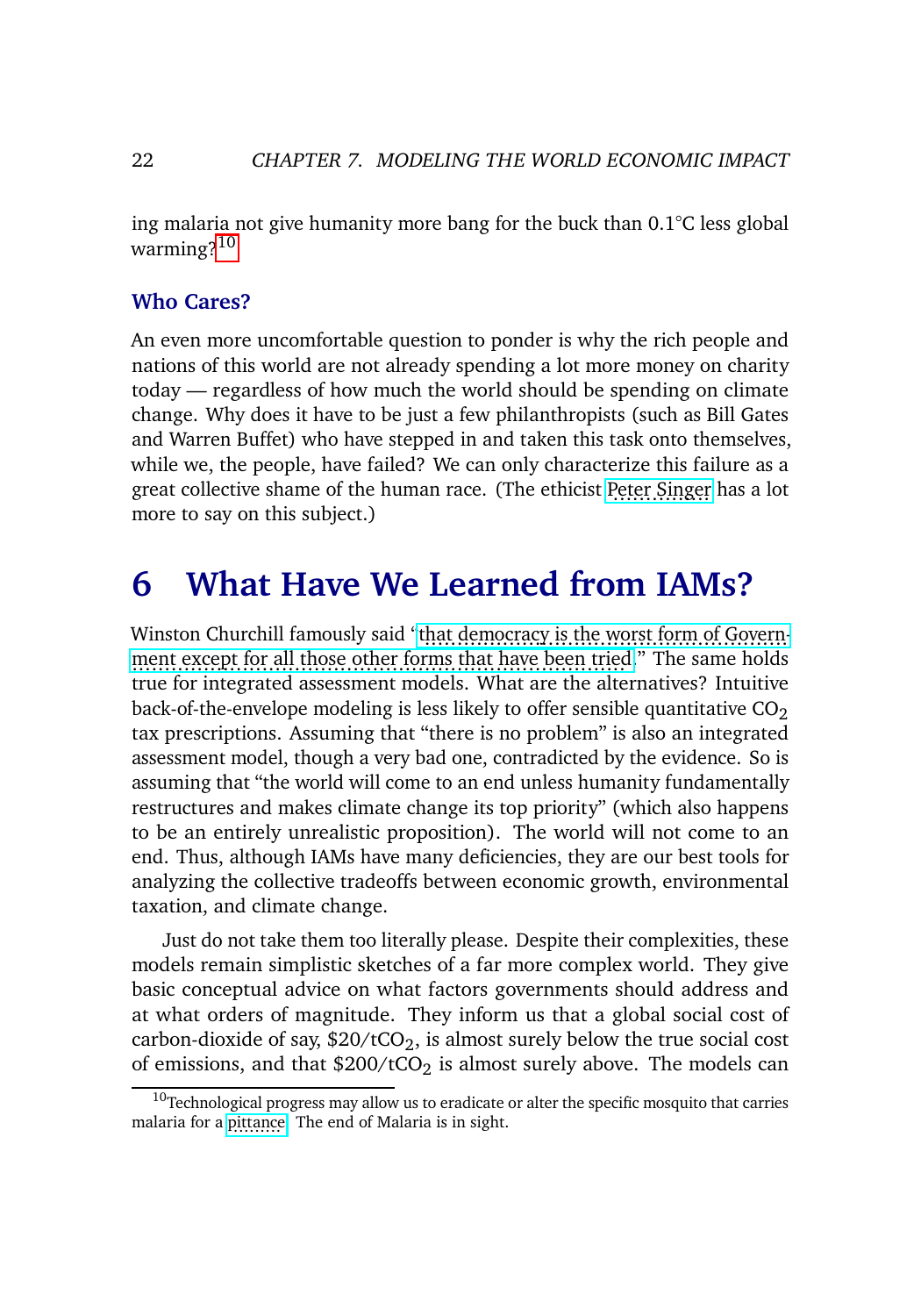ing malaria not give humanity more bang for the buck than 0.1°C less global warming?[10]

### Who Cares?

An even more uncomfortable question to ponder is why the rich people and nations of this world are not already spending a lot more money on charity today — regardless of how much the world should be spending on climate change. Why does it have to be just a few philanthropists (such as Bill Gates and Warren Buffet) who have stepped in and taken this task onto themselves, while we, the people, have failed? We can only characterize this failure as a great collective shame of the human race. (The ethicist Peter Singer has a lot more to say on this subject.)

## 6 What Have We Learned from IAMs?

Winston Churchill famously said 'that democracy is the worst form of Government except for all those other forms that have been tried." The same holds true for integrated assessment models. What are the alternatives? Intuitive back-of-the-envelope modeling is less likely to offer sensible quantitative $CO_2$ tax prescriptions. Assuming that "there is no problem" is also an integrated assessment model, though a very bad one, contradicted by the evidence. So is assuming that "the world will come to an end unless humanity fundamentally restructures and makes climate change its top priority" (which also happens to be an entirely unrealistic proposition). The world will not come to an end. Thus, although IAMs have many deficiencies, they are our best tools for analyzing the collective tradeoffs between economic growth, environmental taxation, and climate change.

Just do not take them too literally please. Despite their complexities, these models remain simplistic sketches of a far more complex world. They give basic conceptual advice on what factors governments should address and at what orders of magnitude. They inform us that a global social cost of carbon-dioxide of say, $\$20/tCO_2$, is almost surely below the true social cost of emissions, and that $\$200/tCO_2$ is almost surely above. The models can

[10] Technological progress may allow us to eradicate or alter the specific mosquito that carries malaria for a pittance. The end of Malaria is in sight.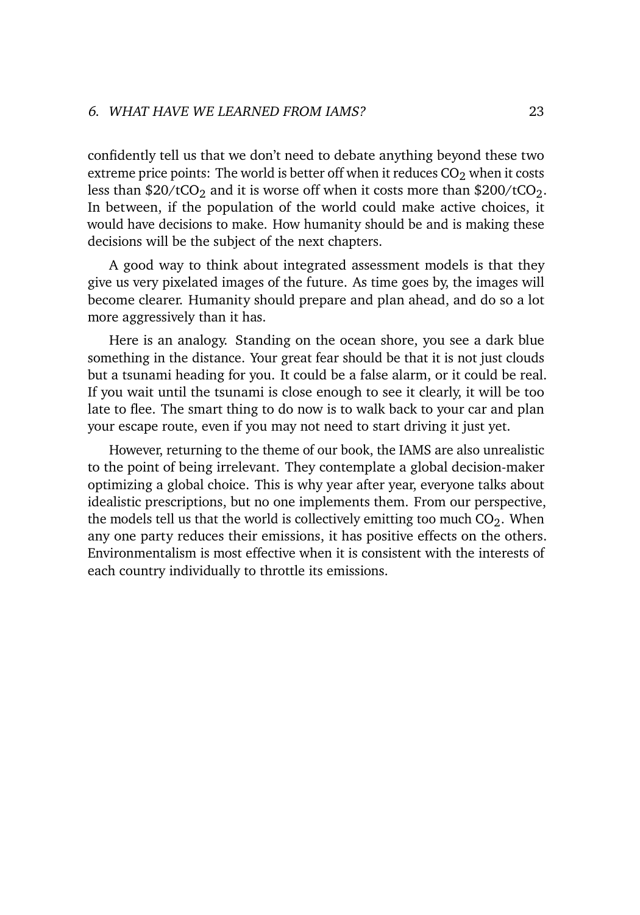confidently tell us that we don't need to debate anything beyond these two extreme price points: The world is better off when it reduces $CO_2$ when it costs less than \$20/t$CO_2$ and it is worse off when it costs more than \$200/t$CO_2$. In between, if the population of the world could make active choices, it would have decisions to make. How humanity should be and is making these decisions will be the subject of the next chapters.

A good way to think about integrated assessment models is that they give us very pixelated images of the future. As time goes by, the images will become clearer. Humanity should prepare and plan ahead, and do so a lot more aggressively than it has.

Here is an analogy. Standing on the ocean shore, you see a dark blue something in the distance. Your great fear should be that it is not just clouds but a tsunami heading for you. It could be a false alarm, or it could be real. If you wait until the tsunami is close enough to see it clearly, it will be too late to flee. The smart thing to do now is to walk back to your car and plan your escape route, even if you may not need to start driving it just yet.

However, returning to the theme of our book, the IAMS are also unrealistic to the point of being irrelevant. They contemplate a global decision-maker optimizing a global choice. This is why year after year, everyone talks about idealistic prescriptions, but no one implements them. From our perspective, the models tell us that the world is collectively emitting too much $CO_2$. When any one party reduces their emissions, it has positive effects on the others. Environmentalism is most effective when it is consistent with the interests of each country individually to throttle its emissions.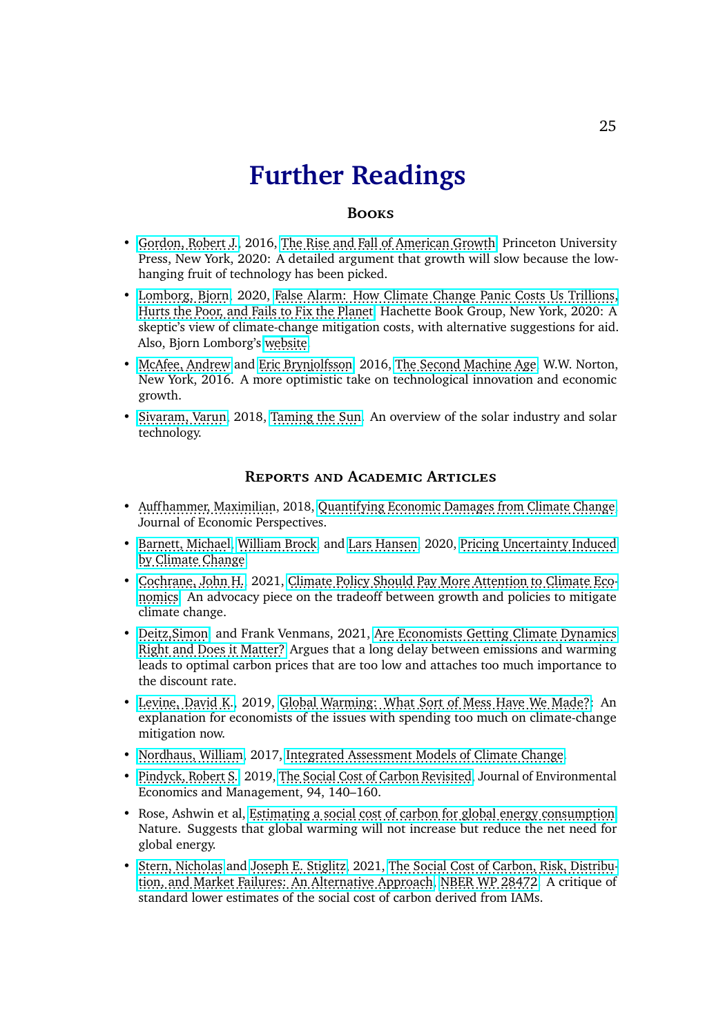# Further Readings

### Books

- Gordon, Robert J., 2016, The Rise and Fall of American Growth, Princeton University Press, New York, 2020: A detailed argument that growth will slow because the low-hanging fruit of technology has been picked.
- Lomborg, Bjorn, 2020, False Alarm: How Climate Change Panic Costs Us Trillions, Hurts the Poor, and Fails to Fix the Planet, Hachette Book Group, New York, 2020: A skeptic's view of climate-change mitigation costs, with alternative suggestions for aid. Also, Bjorn Lomborg's website.
- McAfee, Andrew and Eric Brynjolfsson, 2016, The Second Machine Age, W.W. Norton, New York, 2016. A more optimistic take on technological innovation and economic growth.
- Sivaram, Varun, 2018, Taming the Sun. An overview of the solar industry and solar technology.

### Reports and Academic Articles

- Auffhammer, Maximilian, 2018, Quantifying Economic Damages from Climate Change, Journal of Economic Perspectives.
- Barnett, Michael, William Brock, and Lars Hansen, 2020, Pricing Uncertainty Induced by Climate Change.
- Cochrane, John H., 2021, Climate Policy Should Pay More Attention to Climate Economics. An advocacy piece on the tradeoff between growth and policies to mitigate climate change.
- Deitz,Simon, and Frank Venmans, 2021, Are Economists Getting Climate Dynamics Right and Does it Matter? Argues that a long delay between emissions and warming leads to optimal carbon prices that are too low and attaches too much importance to the discount rate.
- Levine, David K., 2019, Global Warming: What Sort of Mess Have We Made?: An explanation for economists of the issues with spending too much on climate-change mitigation now.
- Nordhaus, William, 2017, Integrated Assessment Models of Climate Change.
- Pindyck, Robert S., 2019, The Social Cost of Carbon Revisited, Journal of Environmental Economics and Management, 94, 140–160.
- Rose, Ashwin et al, Estimating a social cost of carbon for global energy consumption Nature. Suggests that global warming will not increase but reduce the net need for global energy.
- Stern, Nicholas and Joseph E. Stiglitz, 2021, The Social Cost of Carbon, Risk, Distribution, and Market Failures: An Alternative Approach, NBER WP 28472. A critique of standard lower estimates of the social cost of carbon derived from IAMs.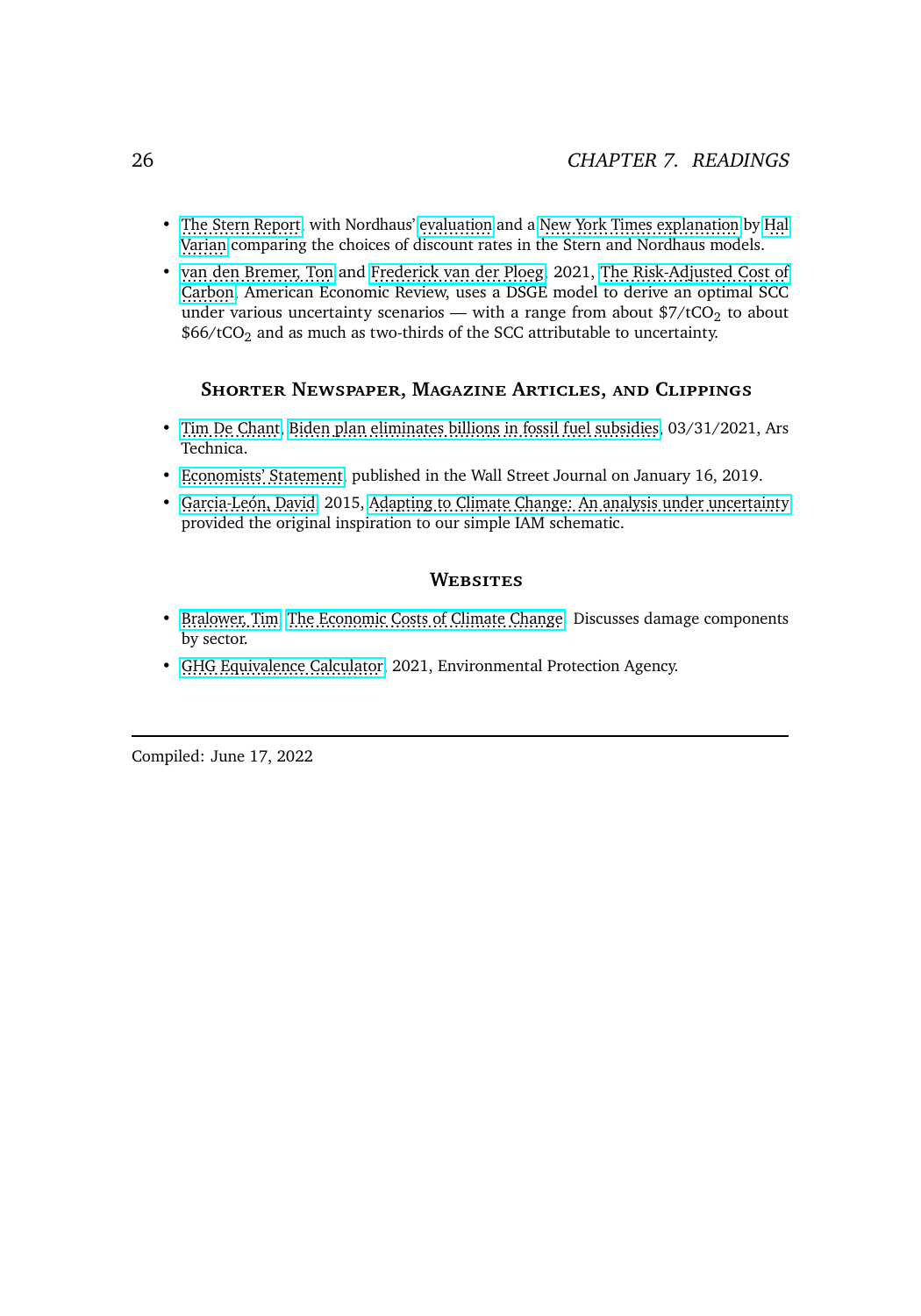- The Stern Report, with Nordhaus' evaluation and a New York Times explanation by Hal Varian comparing the choices of discount rates in the Stern and Nordhaus models.
- van den Bremer, Ton and Frederick van der Ploeg, 2021, The Risk-Adjusted Cost of Carbon, American Economic Review, uses a DSGE model to derive an optimal SCC under various uncertainty scenarios — with a range from about \$7/$tCO_2$ to about \$66/$tCO_2$ and as much as two-thirds of the SCC attributable to uncertainty.

### Shorter Newspaper, Magazine Articles, and Clippings

- Tim De Chant, Biden plan eliminates billions in fossil fuel subsidies, 03/31/2021, Ars Technica.
- Economists' Statement, published in the Wall Street Journal on January 16, 2019.
- Garcia-León, David, 2015, Adapting to Climate Change: An analysis under uncertainty provided the original inspiration to our simple IAM schematic.

### Websites

- Bralower, Tim, The Economic Costs of Climate Change. Discusses damage components by sector.
- GHG Equivalence Calculator, 2021, Environmental Protection Agency.

---

Compiled: June 17, 2022